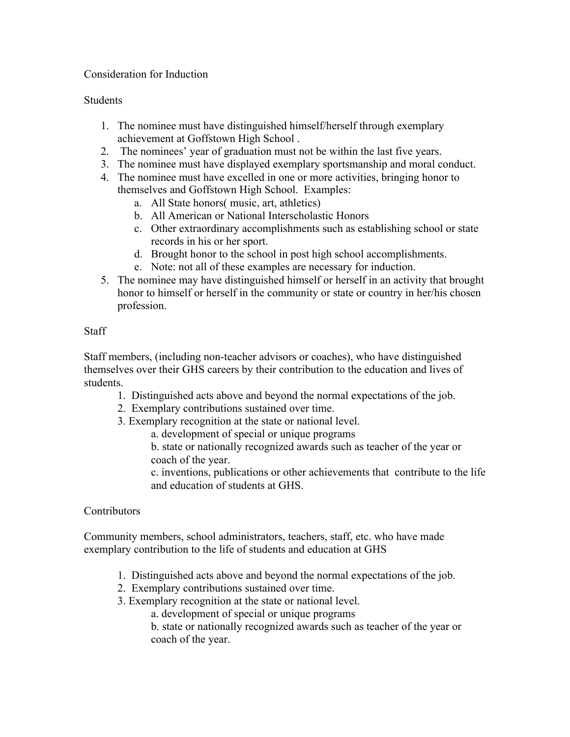# Consideration for Induction

## Students

1. The nominee must have distinguished himself/herself through exemplary achievement at Goffstown High School .
2. The nominees' year of graduation must not be within the last five years.
3. The nominee must have displayed exemplary sportsmanship and moral conduct.
4. The nominee must have excelled in one or more activities, bringing honor to themselves and Goffstown High School. Examples:
   a. All State honors( music, art, athletics)
   b. All American or National Interscholastic Honors
   c. Other extraordinary accomplishments such as establishing school or state records in his or her sport.
   d. Brought honor to the school in post high school accomplishments.
   e. Note: not all of these examples are necessary for induction.
5. The nominee may have distinguished himself or herself in an activity that brought honor to himself or herself in the community or state or country in her/his chosen profession.

## Staff

Staff members, (including non-teacher advisors or coaches), who have distinguished themselves over their GHS careers by their contribution to the education and lives of students.

1. Distinguished acts above and beyond the normal expectations of the job.
2. Exemplary contributions sustained over time.
3. Exemplary recognition at the state or national level.
   a. development of special or unique programs
   b. state or nationally recognized awards such as teacher of the year or coach of the year.
   c. inventions, publications or other achievements that contribute to the life and education of students at GHS.

## Contributors

Community members, school administrators, teachers, staff, etc. who have made exemplary contribution to the life of students and education at GHS

1. Distinguished acts above and beyond the normal expectations of the job.
2. Exemplary contributions sustained over time.
3. Exemplary recognition at the state or national level.
   a. development of special or unique programs
   b. state or nationally recognized awards such as teacher of the year or coach of the year.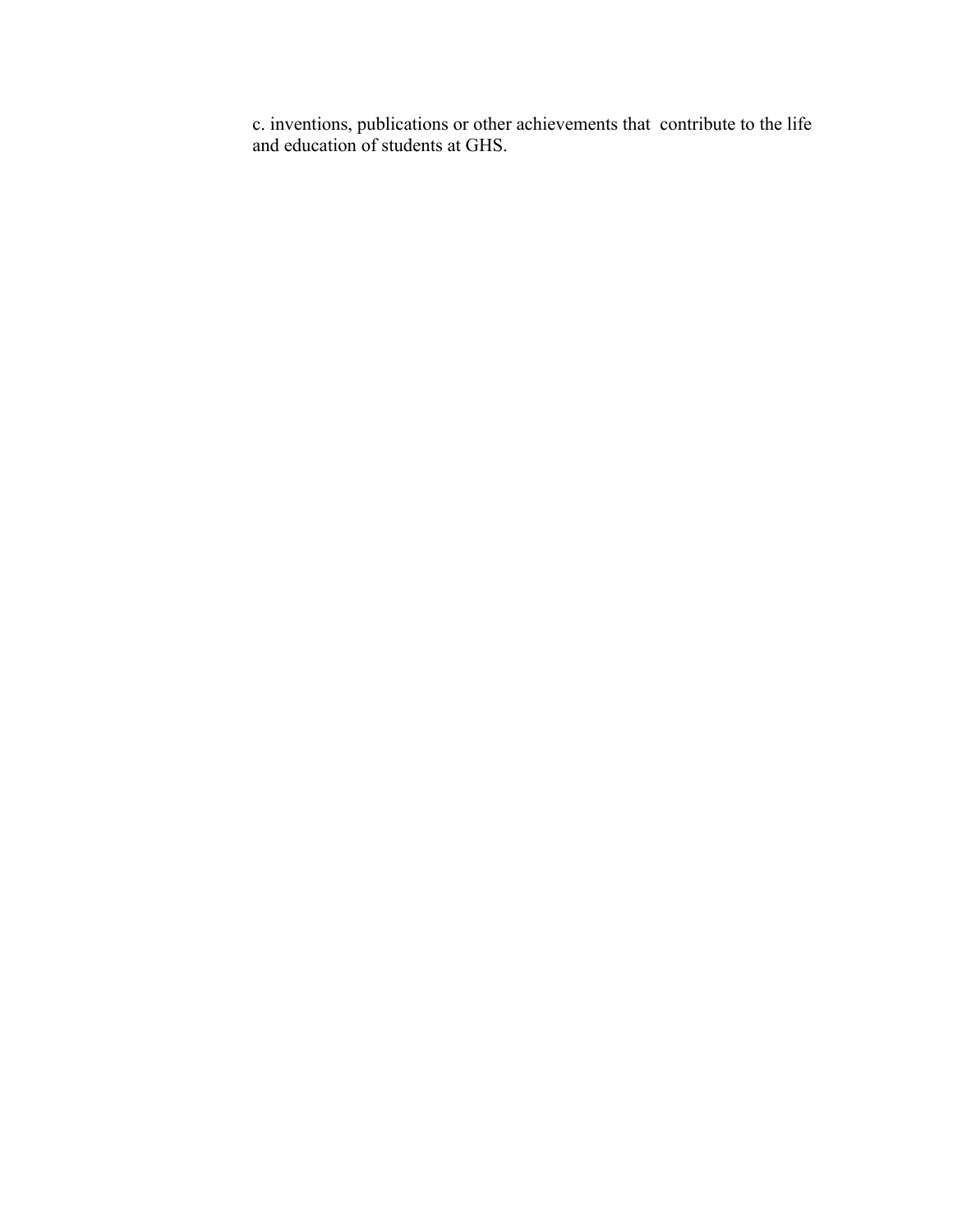c. inventions, publications or other achievements that contribute to the life and education of students at GHS.